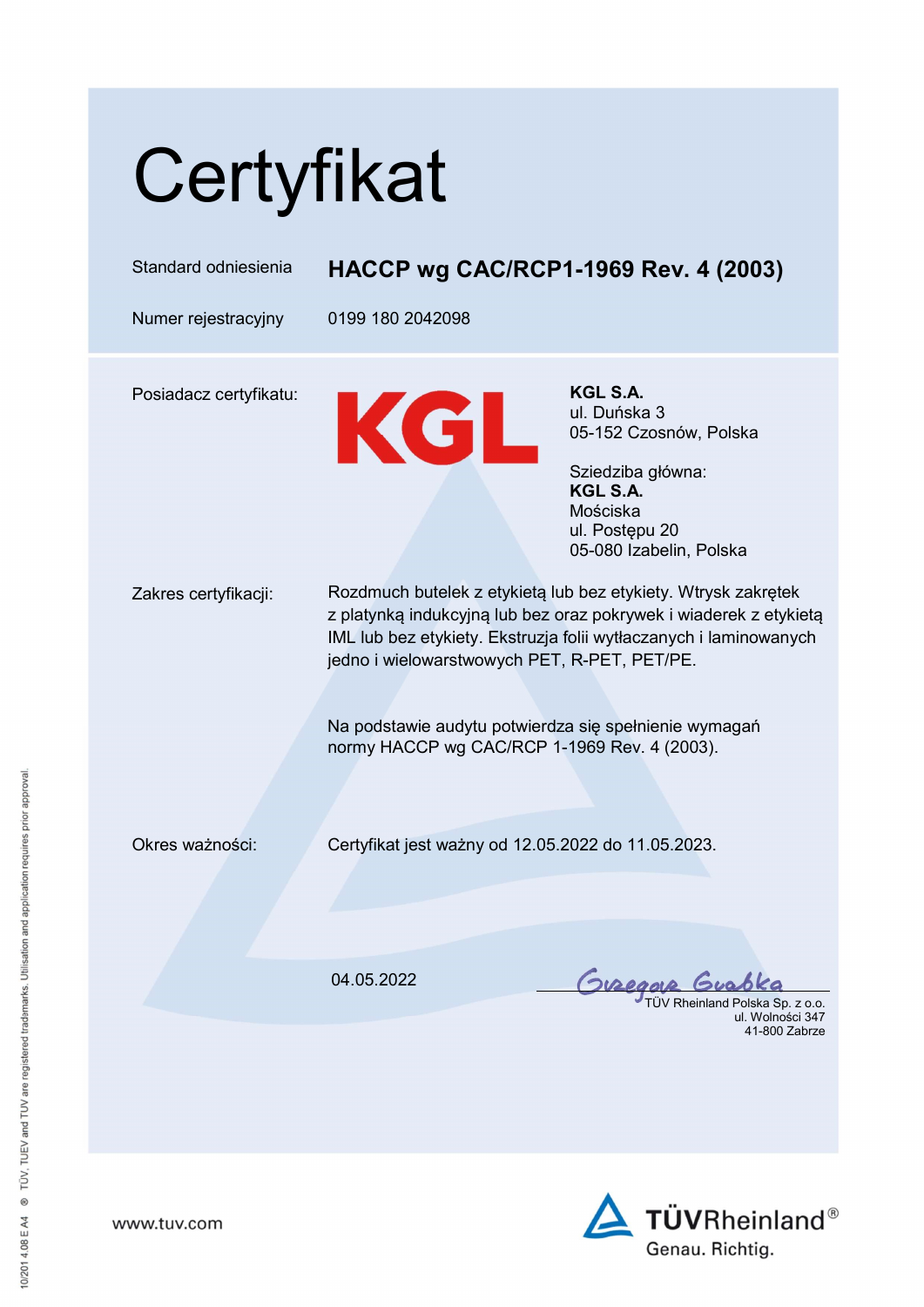# Certyfikat

Standard odniesienia **HACCP wg CAC/RCP1-1969 Rev. 4 (2003)**

Numer rejestracyjny 0199 180 2042098

Posiadacz certyfikatu:

KGL

**KGL S.A.**
ul. Duńska 3
05-152 Czosnów, Polska

Sziedziba główna:
**KGL S.A.**
Mościska
ul. Postępu 20
05-080 Izabelin, Polska

Zakres certyfikacji: Rozdmuch butelek z etykietą lub bez etykiety. Wtrysk zakrętek z platynką indukcyjną lub bez oraz pokrywek i wiaderek z etykietą IML lub bez etykiety. Ekstruzja folii wytłaczanych i laminowanych jedno i wielowarstwowych PET, R-PET, PET/PE.

Na podstawie audytu potwierdza się spełnienie wymagań normy HACCP wg CAC/RCP 1-1969 Rev. 4 (2003).

Okres ważności: Certyfikat jest ważny od 12.05.2022 do 11.05.2023.

04.05.2022

Grzegorz Grabka
TÜV Rheinland Polska Sp. z o.o.
ul. Wolności 347
41-800 Zabrze

www.tuv.com

TÜVRheinland®
Genau. Richtig.

10/201 4.08 E A4 ® TÜV, TUEV and TUV are registered trademarks. Utilisation and application requires prior approval.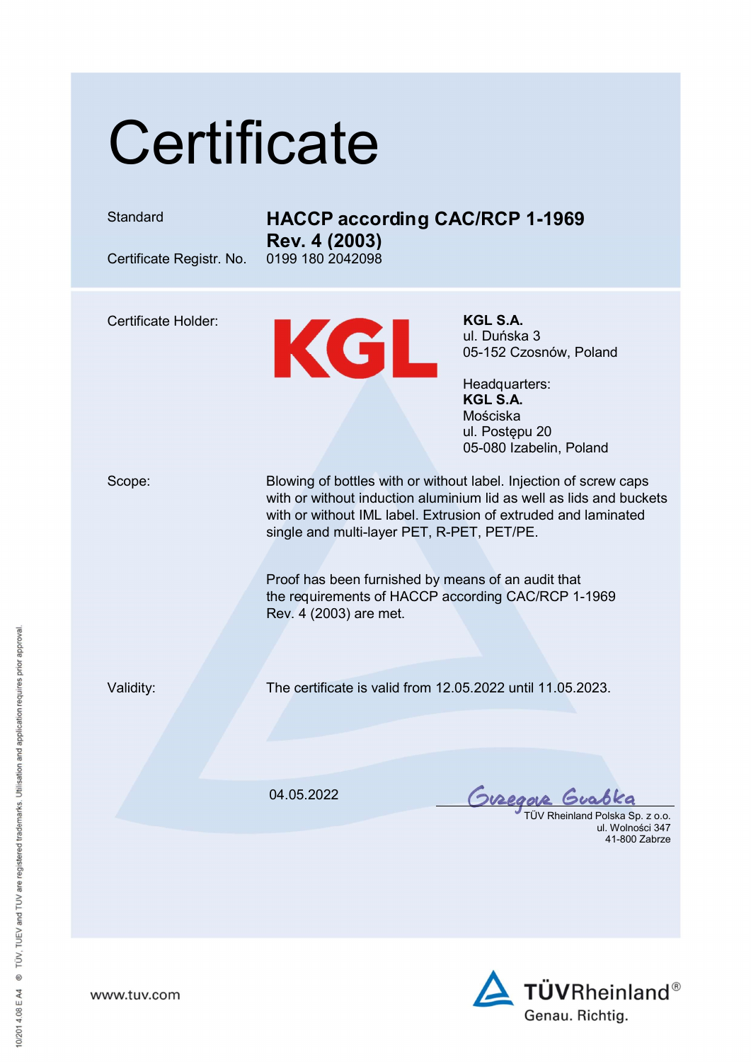# Certificate

| | |
|---|---|
| Standard | **HACCP according CAC/RCP 1-1969 Rev. 4 (2003)** |
| Certificate Registr. No. | 0199 180 2042098 |

Certificate Holder:

KGL

**KGL S.A.**
ul. Duńska 3
05-152 Czosnów, Poland

Headquarters:
**KGL S.A.**
Mościska
ul. Postępu 20
05-080 Izabelin, Poland

Scope:

Blowing of bottles with or without label. Injection of screw caps with or without induction aluminium lid as well as lids and buckets with or without IML label. Extrusion of extruded and laminated single and multi-layer PET, R-PET, PET/PE.

Proof has been furnished by means of an audit that the requirements of HACCP according CAC/RCP 1-1969 Rev. 4 (2003) are met.

Validity:

The certificate is valid from 12.05.2022 until 11.05.2023.

04.05.2022

Grzegorz Grabka

TÜV Rheinland Polska Sp. z o.o.
ul. Wolności 347
41-800 Zabrze

www.tuv.com

TÜVRheinland®
Genau. Richtig.

10/2014 08 E A4 ® TÜV, TUEV and TUV are registered trademarks. Utilisation and application requires prior approval.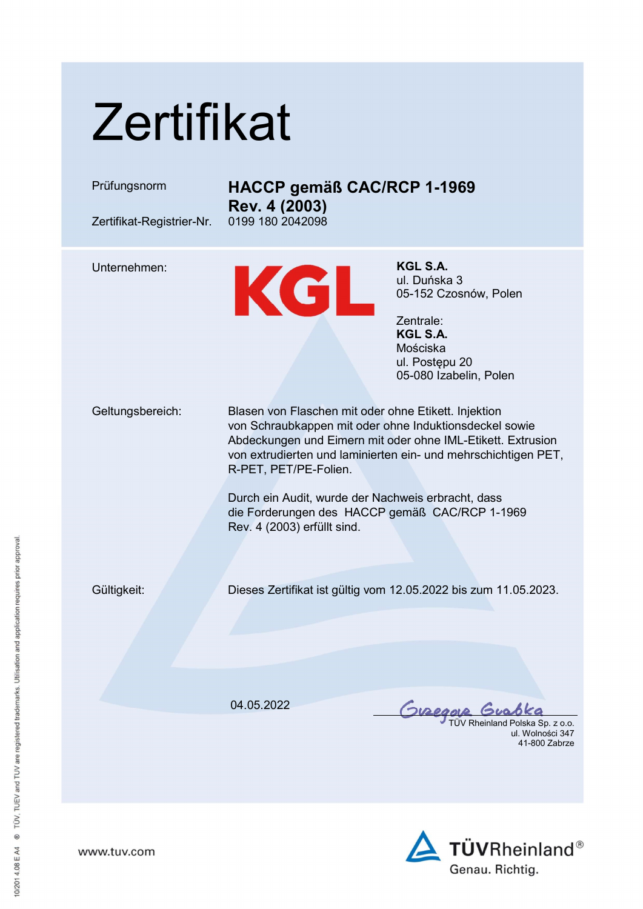# Zertifikat

Prüfungsnorm **HACCP gemäß CAC/RCP 1-1969 Rev. 4 (2003)**

Zertifikat-Registrier-Nr. 0199 180 2042098

Unternehmen:

KGL

**KGL S.A.**
ul. Duńska 3
05-152 Czosnów, Polen

Zentrale:
**KGL S.A.**
Mościska
ul. Postępu 20
05-080 Izabelin, Polen

Geltungsbereich: Blasen von Flaschen mit oder ohne Etikett. Injektion von Schraubkappen mit oder ohne Induktionsdeckel sowie Abdeckungen und Eimern mit oder ohne IML-Etikett. Extrusion von extrudierten und laminierten ein- und mehrschichtigen PET, R-PET, PET/PE-Folien.

Durch ein Audit, wurde der Nachweis erbracht, dass die Forderungen des HACCP gemäß CAC/RCP 1-1969 Rev. 4 (2003) erfüllt sind.

Gültigkeit: Dieses Zertifikat ist gültig vom 12.05.2022 bis zum 11.05.2023.

04.05.2022

Grzegorz Grabka
TÜV Rheinland Polska Sp. z o.o.
ul. Wolności 347
41-800 Zabrze

www.tuv.com

TÜVRheinland®
Genau. Richtig.

10/201 4.08 E A4 ® TÜV, TUEV and TUV are registered trademarks. Utilisation and application requires prior approval.